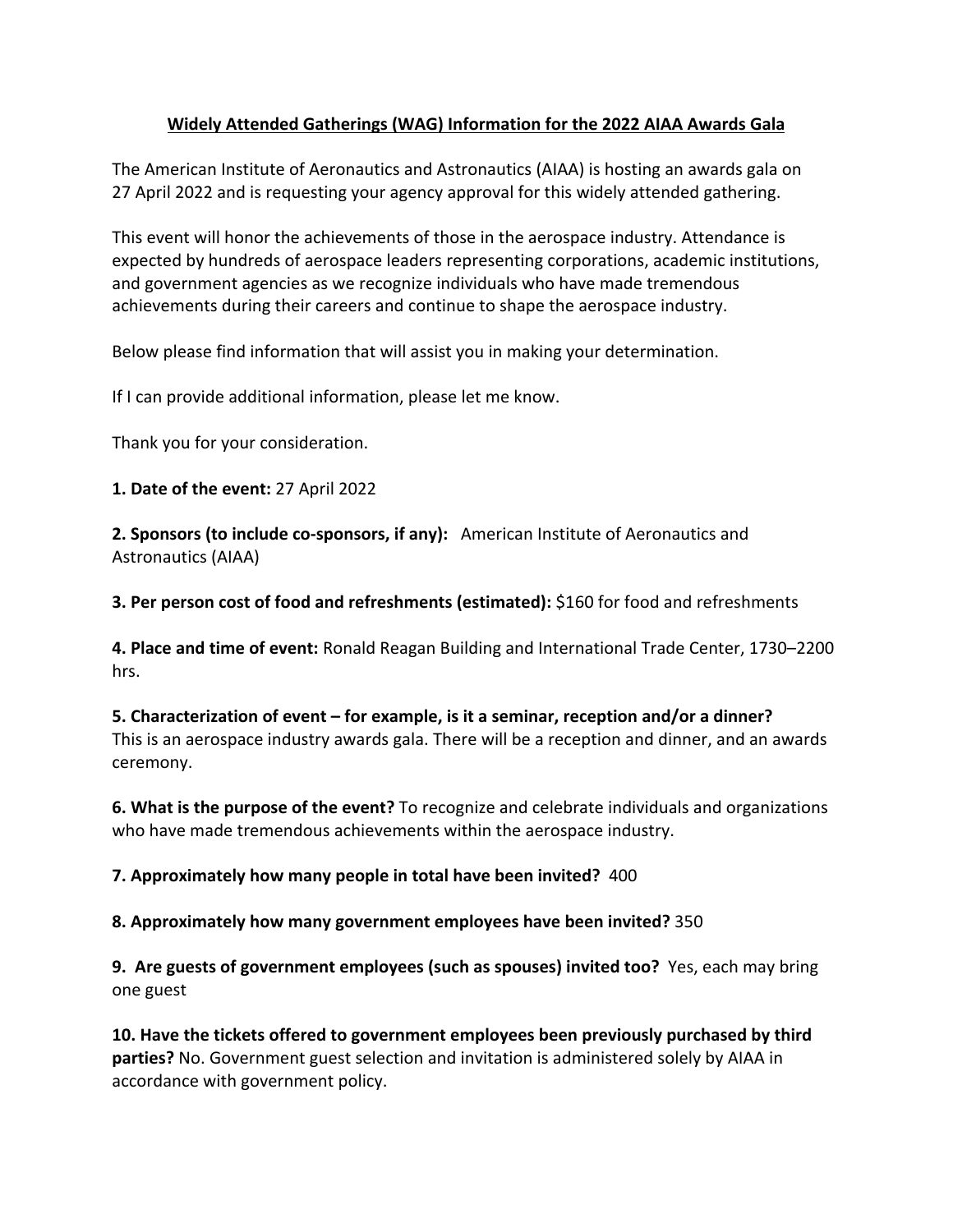# **<u>Widely Attended Gatherings (WAG) Information for the 2022 AIAA Awards Gala</u>**

The American Institute of Aeronautics and Astronautics (AIAA) is hosting an awards gala on 27 April 2022 and is requesting your agency approval for this widely attended gathering.

This event will honor the achievements of those in the aerospace industry. Attendance is expected by hundreds of aerospace leaders representing corporations, academic institutions, and government agencies as we recognize individuals who have made tremendous achievements during their careers and continue to shape the aerospace industry.

Below please find information that will assist you in making your determination.

If I can provide additional information, please let me know.

Thank you for your consideration.

**1. Date of the event:** 27 April 2022

**2. Sponsors (to include co-sponsors, if any):** American Institute of Aeronautics and Astronautics (AIAA)

**3. Per person cost of food and refreshments (estimated):** $160 for food and refreshments

**4. Place and time of event:** Ronald Reagan Building and International Trade Center, 1730–2200 hrs.

**5. Characterization of event – for example, is it a seminar, reception and/or a dinner?** This is an aerospace industry awards gala. There will be a reception and dinner, and an awards ceremony.

**6. What is the purpose of the event?** To recognize and celebrate individuals and organizations who have made tremendous achievements within the aerospace industry.

**7. Approximately how many people in total have been invited?** 400

**8. Approximately how many government employees have been invited?** 350

**9. Are guests of government employees (such as spouses) invited too?** Yes, each may bring one guest

**10. Have the tickets offered to government employees been previously purchased by third parties?** No. Government guest selection and invitation is administered solely by AIAA in accordance with government policy.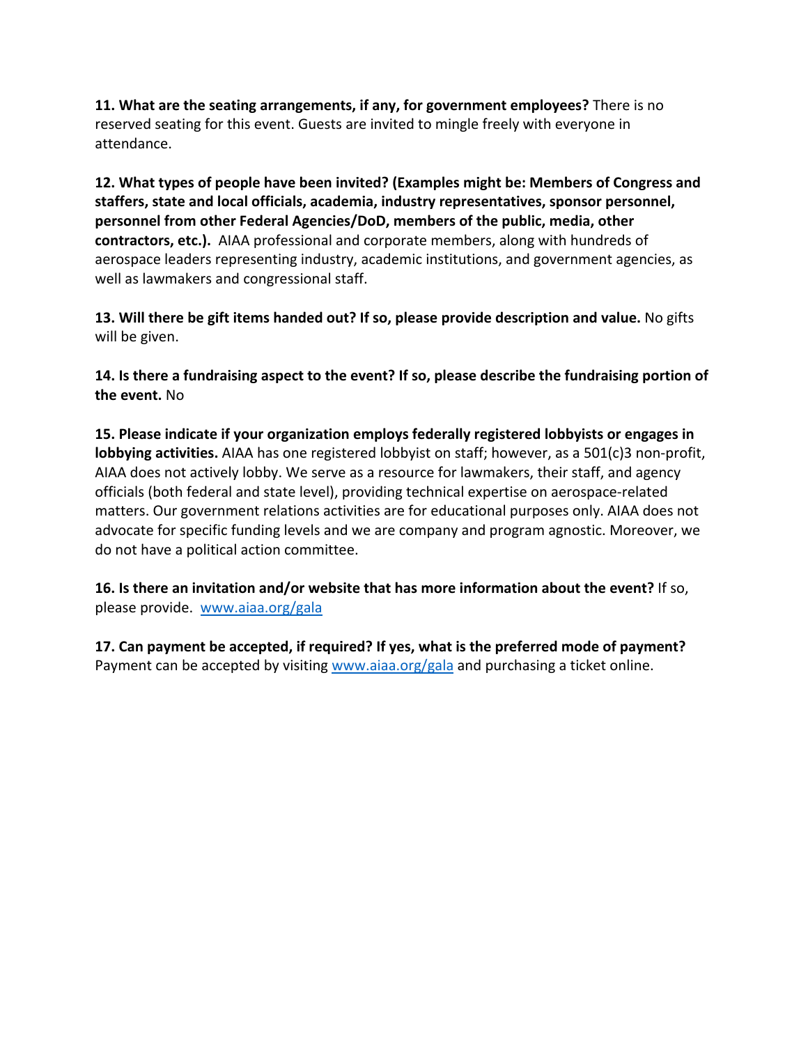**11. What are the seating arrangements, if any, for government employees?** There is no reserved seating for this event. Guests are invited to mingle freely with everyone in attendance.

**12. What types of people have been invited? (Examples might be: Members of Congress and staffers, state and local officials, academia, industry representatives, sponsor personnel, personnel from other Federal Agencies/DoD, members of the public, media, other contractors, etc.).** AIAA professional and corporate members, along with hundreds of aerospace leaders representing industry, academic institutions, and government agencies, as well as lawmakers and congressional staff.

**13. Will there be gift items handed out? If so, please provide description and value.** No gifts will be given.

**14. Is there a fundraising aspect to the event? If so, please describe the fundraising portion of the event.** No

**15. Please indicate if your organization employs federally registered lobbyists or engages in lobbying activities.** AIAA has one registered lobbyist on staff; however, as a 501(c)3 non-profit, AIAA does not actively lobby. We serve as a resource for lawmakers, their staff, and agency officials (both federal and state level), providing technical expertise on aerospace-related matters. Our government relations activities are for educational purposes only. AIAA does not advocate for specific funding levels and we are company and program agnostic. Moreover, we do not have a political action committee.

**16. Is there an invitation and/or website that has more information about the event?** If so, please provide. [www.aiaa.org/gala](www.aiaa.org/gala)

**17. Can payment be accepted, if required? If yes, what is the preferred mode of payment?** Payment can be accepted by visiting [www.aiaa.org/gala](www.aiaa.org/gala) and purchasing a ticket online.